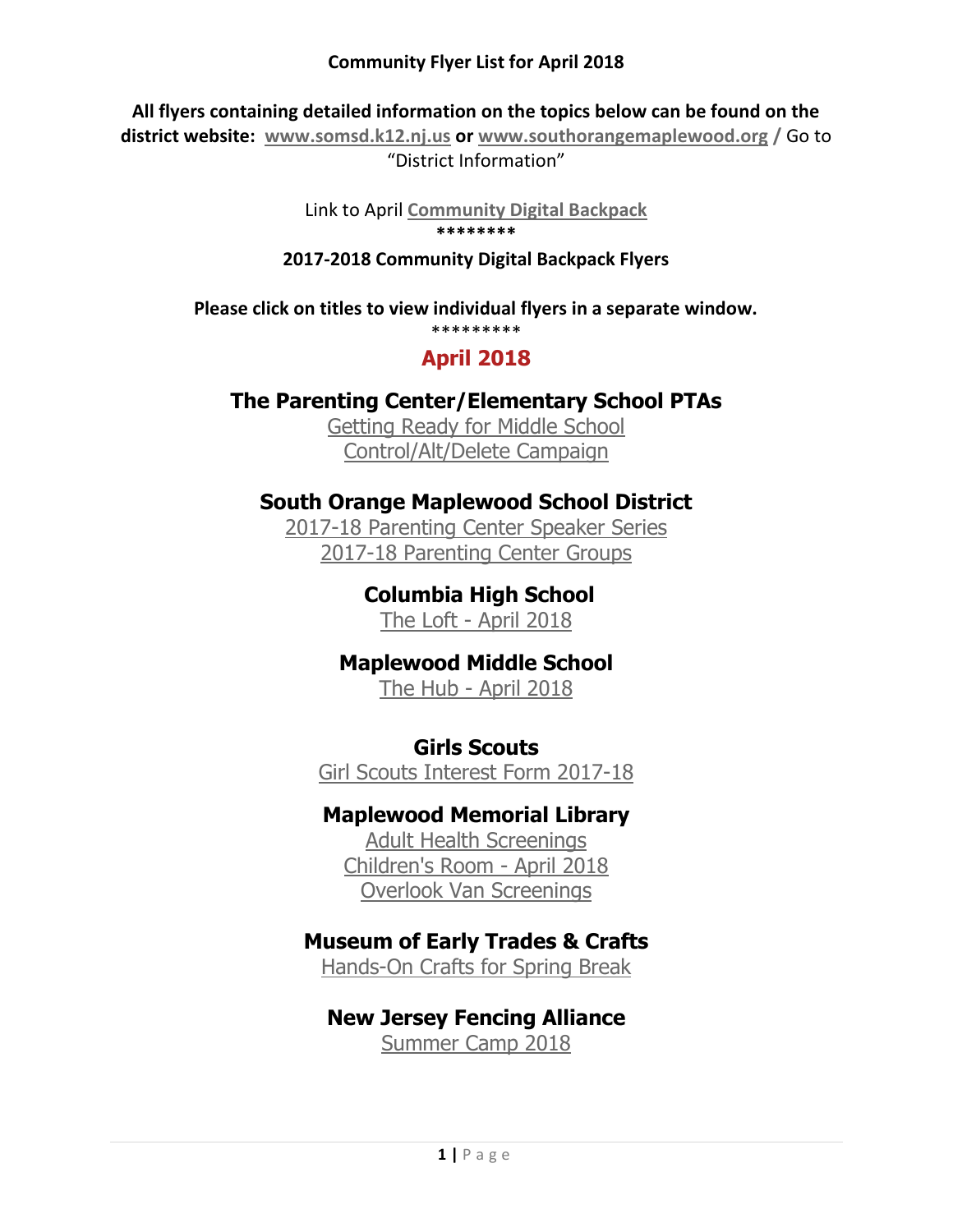**Community Flyer List for April 2018**

**All flyers containing detailed information on the topics below can be found on the district website: www.somsd.k12.nj.us or www.southorangemaplewood.org /** Go to "District Information"

Link to April **Community Digital Backpack**

**\*\*\*\*\*\*\*\***

**2017-2018 Community Digital Backpack Flyers**

**Please click on titles to view individual flyers in a separate window.**

\*\*\*\*\*\*\*\*\*

## April 2018

### The Parenting Center/Elementary School PTAs

Getting Ready for Middle School
Control/Alt/Delete Campaign

### South Orange Maplewood School District

2017-18 Parenting Center Speaker Series
2017-18 Parenting Center Groups

### Columbia High School

The Loft - April 2018

### Maplewood Middle School

The Hub - April 2018

### Girls Scouts

Girl Scouts Interest Form 2017-18

### Maplewood Memorial Library

Adult Health Screenings
Children's Room - April 2018
Overlook Van Screenings

### Museum of Early Trades & Crafts

Hands-On Crafts for Spring Break

### New Jersey Fencing Alliance

Summer Camp 2018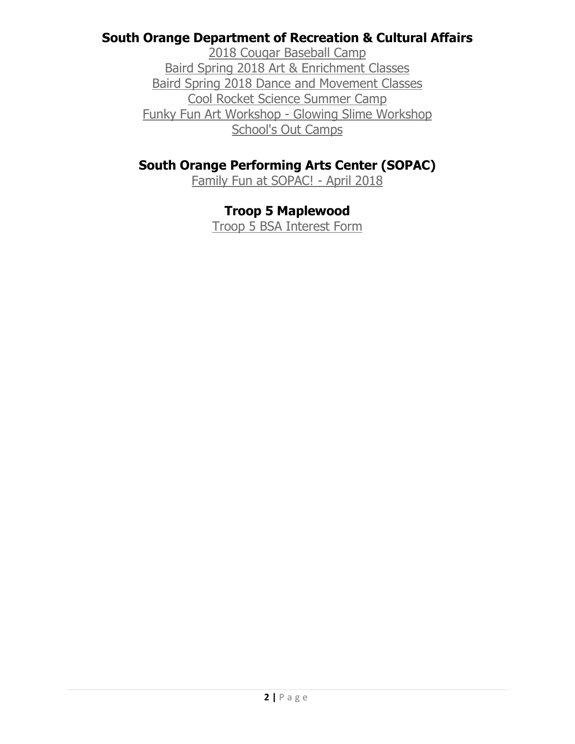## South Orange Department of Recreation & Cultural Affairs

2018 Cougar Baseball Camp
Baird Spring 2018 Art & Enrichment Classes
Baird Spring 2018 Dance and Movement Classes
Cool Rocket Science Summer Camp
Funky Fun Art Workshop - Glowing Slime Workshop
School's Out Camps

## South Orange Performing Arts Center (SOPAC)

Family Fun at SOPAC! - April 2018

## Troop 5 Maplewood

Troop 5 BSA Interest Form